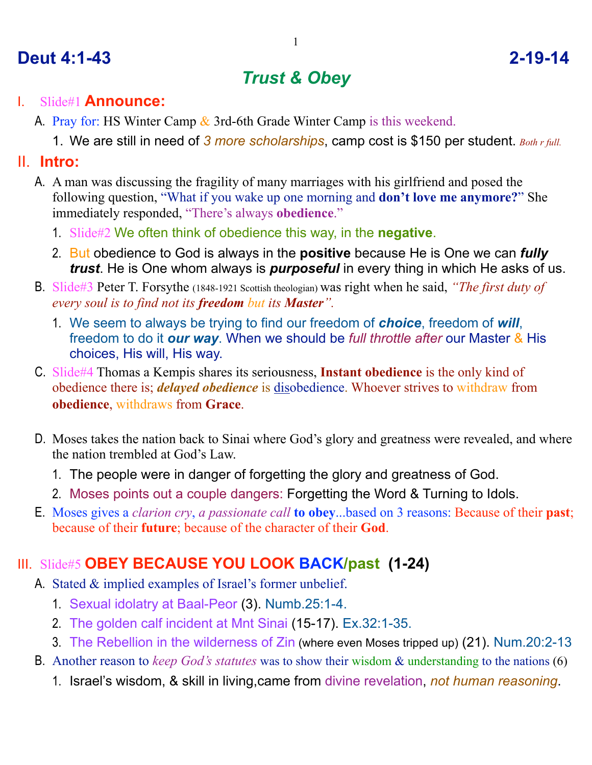# Deut 4:1-43 2-19-14

## *Trust & Obey*

### I. Slide#1 **Announce:**

A. Pray for: HS Winter Camp & 3rd-6th Grade Winter Camp is this weekend.

   1. We are still in need of *3 more scholarships*, camp cost is $150 per student. *Both r full.*

### II. **Intro:**

A. A man was discussing the fragility of many marriages with his girlfriend and posed the following question, "What if you wake up one morning and **don't love me anymore?**" She immediately responded, "There's always **obedience**."

   1. Slide#2 We often think of obedience this way, in the **negative**.
   2. But obedience to God is always in the **positive** because He is One we can ***fully trust***. He is One whom always is ***purposeful*** in every thing in which He asks of us.

B. Slide#3 Peter T. Forsythe (1848-1921 Scottish theologian) was right when he said, *"The first duty of every soul is to find not its **freedom** but its **Master**".*

   1. We seem to always be trying to find our freedom of ***choice***, freedom of ***will***, freedom to do it ***our way***. When we should be *full throttle after* our Master & His choices, His will, His way.

C. Slide#4 Thomas a Kempis shares its seriousness, **Instant obedience** is the only kind of obedience there is; ***delayed obedience*** is <u>dis</u>obedience. Whoever strives to withdraw from **obedience**, withdraws from **Grace**.

D. Moses takes the nation back to Sinai where God's glory and greatness were revealed, and where the nation trembled at God's Law.

   1. The people were in danger of forgetting the glory and greatness of God.
   2. Moses points out a couple dangers: Forgetting the Word & Turning to Idols.

E. Moses gives a *clarion cry*, *a passionate call* **to obey**...based on 3 reasons: Because of their **past**; because of their **future**; because of the character of their **God**.

### III. Slide#5 **OBEY BECAUSE YOU LOOK BACK/past (1-24)**

A. Stated & implied examples of Israel's former unbelief.

   1. Sexual idolatry at Baal-Peor (3). Numb.25:1-4.
   2. The golden calf incident at Mnt Sinai (15-17). Ex.32:1-35.
   3. The Rebellion in the wilderness of Zin (where even Moses tripped up) (21). Num.20:2-13

B. Another reason to *keep God's statutes* was to show their wisdom & understanding to the nations (6)

   1. Israel's wisdom, & skill in living,came from divine revelation, *not human reasoning*.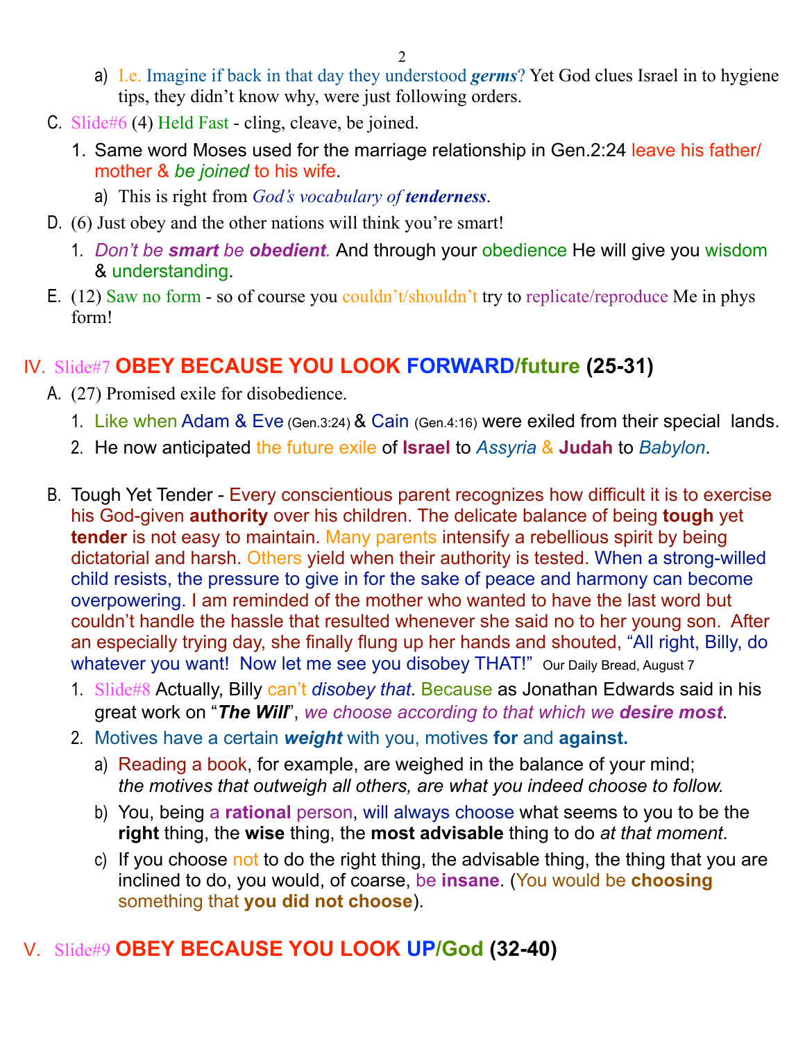a) I.e. Imagine if back in that day they understood ***germs***? Yet God clues Israel in to hygiene tips, they didn't know why, were just following orders.

C. Slide#6 (4) Held Fast - cling, cleave, be joined.
   1. Same word Moses used for the marriage relationship in Gen.2:24 leave his father/mother & *be joined* to his wife.
      a) This is right from *God's vocabulary of **tenderness***.

D. (6) Just obey and the other nations will think you're smart!
   1. *Don't be **smart** be **obedient**.* And through your obedience He will give you wisdom & understanding.

E. (12) Saw no form - so of course you couldn't/shouldn't try to replicate/reproduce Me in phys form!

## IV. Slide#7 OBEY BECAUSE YOU LOOK FORWARD/future (25-31)

A. (27) Promised exile for disobedience.
   1. Like when Adam & Eve (Gen.3:24) & Cain (Gen.4:16) were exiled from their special lands.
   2. He now anticipated the future exile of **Israel** to *Assyria* & **Judah** to *Babylon*.

B. Tough Yet Tender - Every conscientious parent recognizes how difficult it is to exercise his God-given **authority** over his children. The delicate balance of being **tough** yet **tender** is not easy to maintain. Many parents intensify a rebellious spirit by being dictatorial and harsh. Others yield when their authority is tested. When a strong-willed child resists, the pressure to give in for the sake of peace and harmony can become overpowering. I am reminded of the mother who wanted to have the last word but couldn't handle the hassle that resulted whenever she said no to her young son. After an especially trying day, she finally flung up her hands and shouted, "All right, Billy, do whatever you want! Now let me see you disobey THAT!" Our Daily Bread, August 7
   1. Slide#8 Actually, Billy can't *disobey that*. Because as Jonathan Edwards said in his great work on "***The Will***", *we choose according to that which we **desire most***.
   2. Motives have a certain ***weight*** with you, motives **for** and **against.**
      a) Reading a book, for example, are weighed in the balance of your mind; *the motives that outweigh all others, are what you indeed choose to follow.*
      b) You, being a **rational** person, will always choose what seems to you to be the **right** thing, the **wise** thing, the **most advisable** thing to do *at that moment*.
      c) If you choose not to do the right thing, the advisable thing, the thing that you are inclined to do, you would, of coarse, be **insane**. (You would be **choosing** something that **you did not choose**).

## V. Slide#9 OBEY BECAUSE YOU LOOK UP/God (32-40)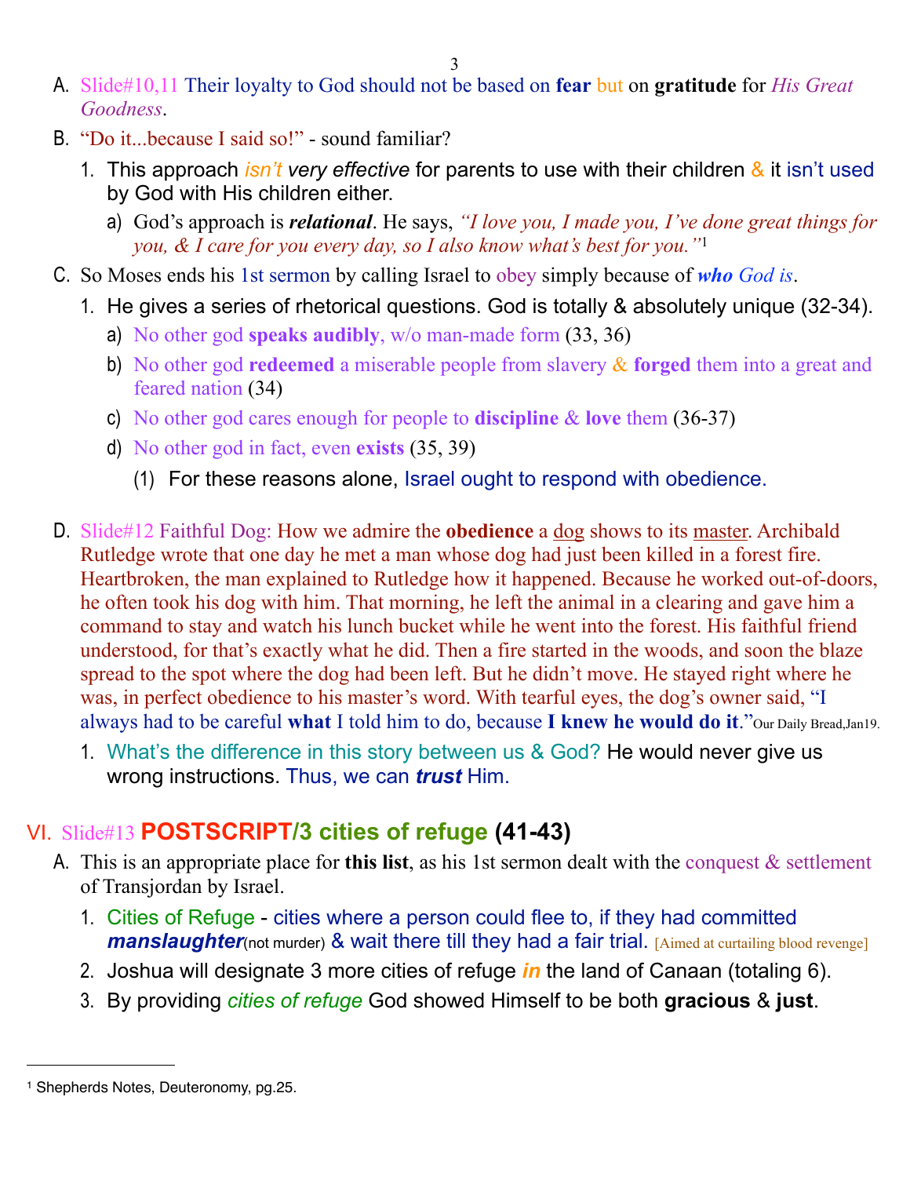A. Slide#10,11 Their loyalty to God should not be based on **fear** but on **gratitude** for *His Great Goodness*.

B. "Do it...because I said so!" - sound familiar?

1. This approach *isn't very effective* for parents to use with their children & it isn't used by God with His children either.
   a) God's approach is ***relational***. He says, *"I love you, I made you, I've done great things for you, & I care for you every day, so I also know what's best for you."*[1]

C. So Moses ends his 1st sermon by calling Israel to obey simply because of ***who*** *God is*.

1. He gives a series of rhetorical questions. God is totally & absolutely unique (32-34).
   a) No other god **speaks audibly**, w/o man-made form (33, 36)
   b) No other god **redeemed** a miserable people from slavery & **forged** them into a great and feared nation (34)
   c) No other god cares enough for people to **discipline** & **love** them (36-37)
   d) No other god in fact, even **exists** (35, 39)
      (1) For these reasons alone, Israel ought to respond with obedience.

D. Slide#12 Faithful Dog: How we admire the **obedience** a dog shows to its master. Archibald Rutledge wrote that one day he met a man whose dog had just been killed in a forest fire. Heartbroken, the man explained to Rutledge how it happened. Because he worked out-of-doors, he often took his dog with him. That morning, he left the animal in a clearing and gave him a command to stay and watch his lunch bucket while he went into the forest. His faithful friend understood, for that's exactly what he did. Then a fire started in the woods, and soon the blaze spread to the spot where the dog had been left. But he didn't move. He stayed right where he was, in perfect obedience to his master's word. With tearful eyes, the dog's owner said, "I always had to be careful **what** I told him to do, because **I knew he would do it**." Our Daily Bread,Jan19.

1. What's the difference in this story between us & God? He would never give us wrong instructions. Thus, we can ***trust*** Him.

## VI. Slide#13 POSTSCRIPT/3 cities of refuge (41-43)

A. This is an appropriate place for **this list**, as his 1st sermon dealt with the conquest & settlement of Transjordan by Israel.

1. Cities of Refuge - cities where a person could flee to, if they had committed ***manslaughter***(not murder) & wait there till they had a fair trial. [Aimed at curtailing blood revenge]
2. Joshua will designate 3 more cities of refuge ***in*** the land of Canaan (totaling 6).
3. By providing *cities of refuge* God showed Himself to be both **gracious** & **just**.

---

[1] Shepherds Notes, Deuteronomy, pg.25.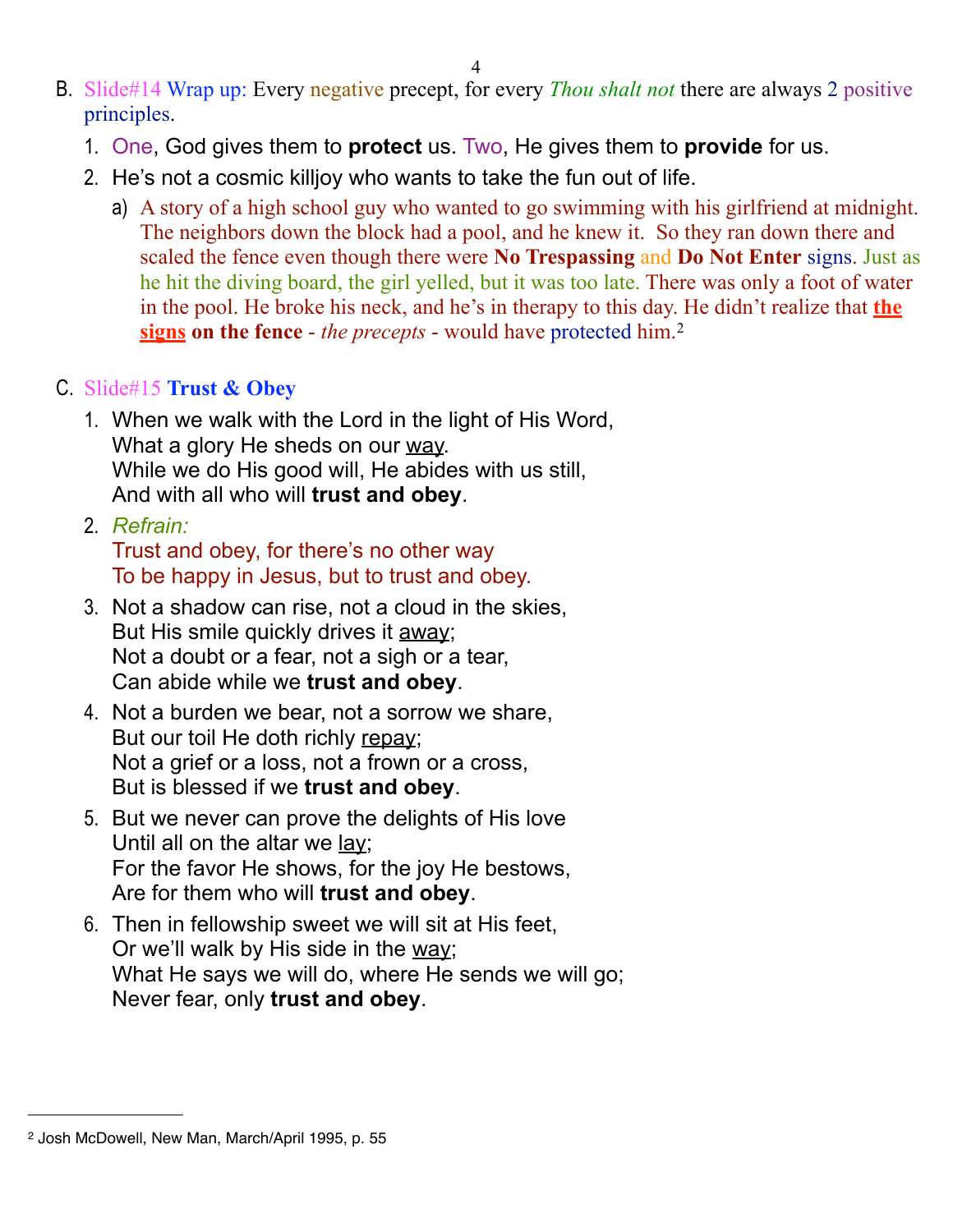B. Slide#14 Wrap up: Every negative precept, for every *Thou shalt not* there are always 2 positive principles.

1. One, God gives them to **protect** us. Two, He gives them to **provide** for us.
2. He's not a cosmic killjoy who wants to take the fun out of life.
   a) A story of a high school guy who wanted to go swimming with his girlfriend at midnight. The neighbors down the block had a pool, and he knew it. So they ran down there and scaled the fence even though there were **No Trespassing** and **Do Not Enter** signs. Just as he hit the diving board, the girl yelled, but it was too late. There was only a foot of water in the pool. He broke his neck, and he's in therapy to this day. He didn't realize that **the signs on the fence** - *the precepts* - would have protected him.[2]

C. Slide#15 **Trust & Obey**

1. When we walk with the Lord in the light of His Word,
   What a glory He sheds on our way.
   While we do His good will, He abides with us still,
   And with all who will **trust and obey**.
2. *Refrain:*
   Trust and obey, for there's no other way
   To be happy in Jesus, but to trust and obey.
3. Not a shadow can rise, not a cloud in the skies,
   But His smile quickly drives it away;
   Not a doubt or a fear, not a sigh or a tear,
   Can abide while we **trust and obey**.
4. Not a burden we bear, not a sorrow we share,
   But our toil He doth richly repay;
   Not a grief or a loss, not a frown or a cross,
   But is blessed if we **trust and obey**.
5. But we never can prove the delights of His love
   Until all on the altar we lay;
   For the favor He shows, for the joy He bestows,
   Are for them who will **trust and obey**.
6. Then in fellowship sweet we will sit at His feet,
   Or we'll walk by His side in the way;
   What He says we will do, where He sends we will go;
   Never fear, only **trust and obey**.

---

[2] Josh McDowell, New Man, March/April 1995, p. 55